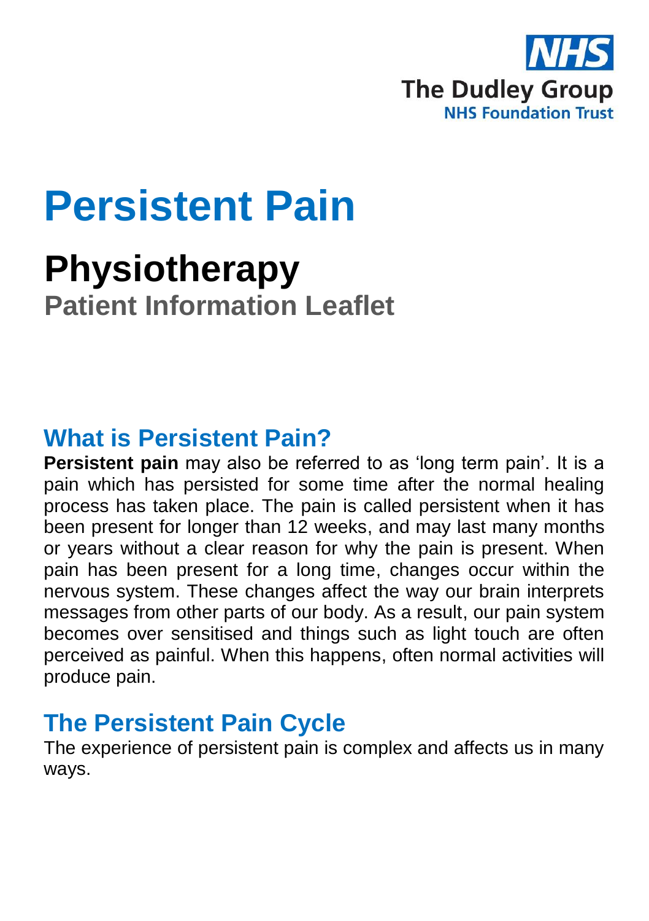NHS

The Dudley Group

NHS Foundation Trust

# Persistent Pain

## Physiotherapy

### Patient Information Leaflet

## What is Persistent Pain?

**Persistent pain** may also be referred to as 'long term pain'. It is a pain which has persisted for some time after the normal healing process has taken place. The pain is called persistent when it has been present for longer than 12 weeks, and may last many months or years without a clear reason for why the pain is present. When pain has been present for a long time, changes occur within the nervous system. These changes affect the way our brain interprets messages from other parts of our body. As a result, our pain system becomes over sensitised and things such as light touch are often perceived as painful. When this happens, often normal activities will produce pain.

## The Persistent Pain Cycle

The experience of persistent pain is complex and affects us in many ways.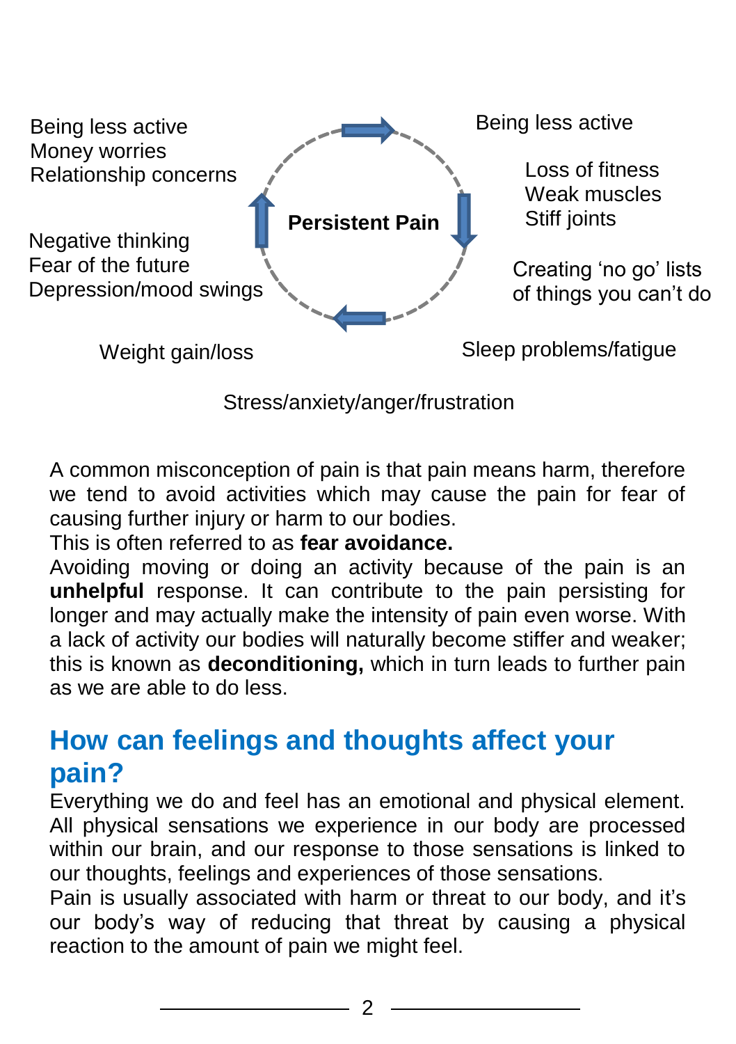Being less active
Money worries
Relationship concerns

Being less active

**Persistent Pain**

Loss of fitness
Weak muscles
Stiff joints

Negative thinking
Fear of the future
Depression/mood swings

Creating 'no go' lists of things you can't do

Weight gain/loss

Sleep problems/fatigue

Stress/anxiety/anger/frustration

A common misconception of pain is that pain means harm, therefore we tend to avoid activities which may cause the pain for fear of causing further injury or harm to our bodies.
This is often referred to as **fear avoidance.**
Avoiding moving or doing an activity because of the pain is an **unhelpful** response. It can contribute to the pain persisting for longer and may actually make the intensity of pain even worse. With a lack of activity our bodies will naturally become stiffer and weaker; this is known as **deconditioning,** which in turn leads to further pain as we are able to do less.

## How can feelings and thoughts affect your pain?

Everything we do and feel has an emotional and physical element. All physical sensations we experience in our body are processed within our brain, and our response to those sensations is linked to our thoughts, feelings and experiences of those sensations.
Pain is usually associated with harm or threat to our body, and it's our body's way of reducing that threat by causing a physical reaction to the amount of pain we might feel.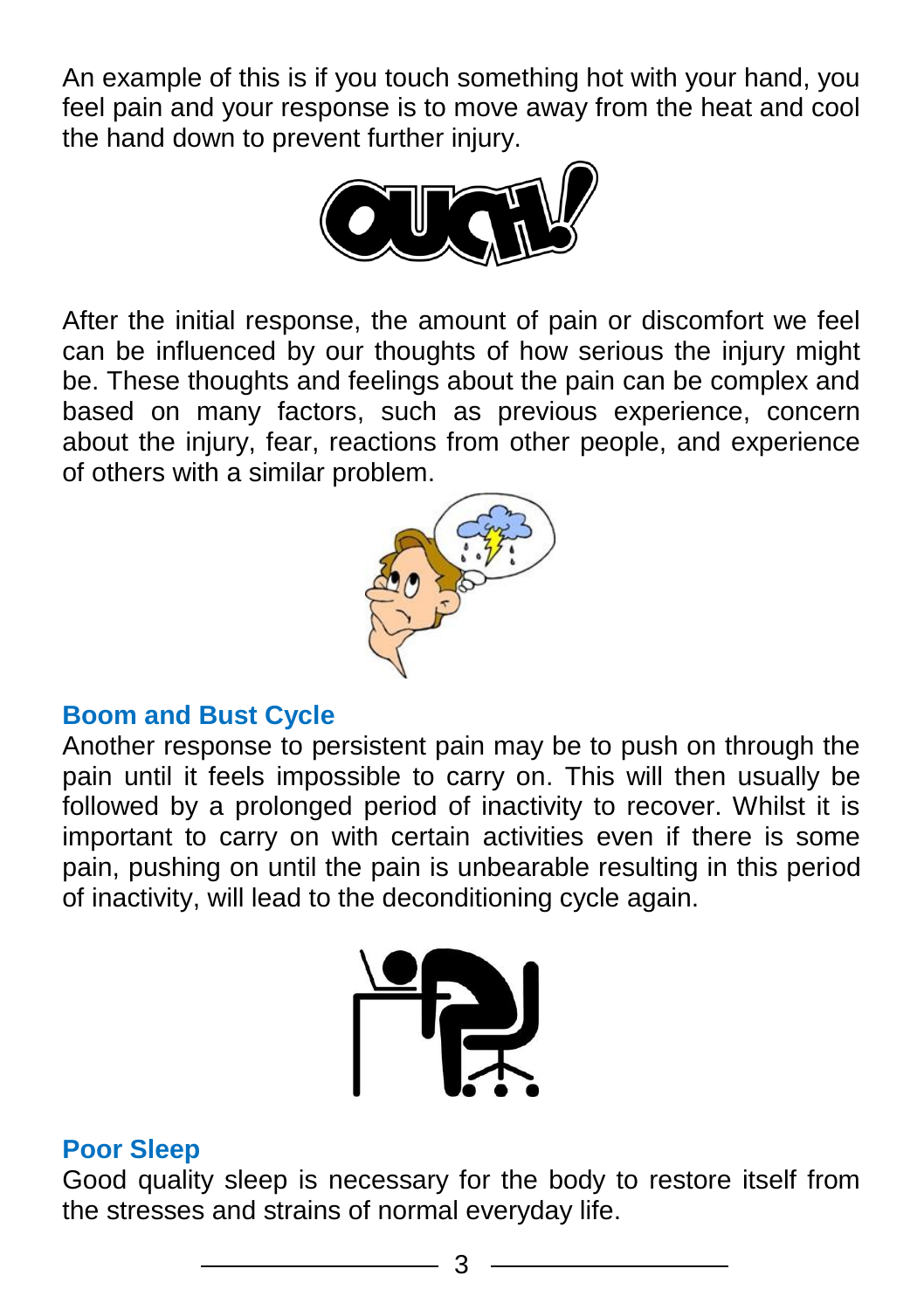An example of this is if you touch something hot with your hand, you feel pain and your response is to move away from the heat and cool the hand down to prevent further injury.

After the initial response, the amount of pain or discomfort we feel can be influenced by our thoughts of how serious the injury might be. These thoughts and feelings about the pain can be complex and based on many factors, such as previous experience, concern about the injury, fear, reactions from other people, and experience of others with a similar problem.

## Boom and Bust Cycle

Another response to persistent pain may be to push on through the pain until it feels impossible to carry on. This will then usually be followed by a prolonged period of inactivity to recover. Whilst it is important to carry on with certain activities even if there is some pain, pushing on until the pain is unbearable resulting in this period of inactivity, will lead to the deconditioning cycle again.

## Poor Sleep

Good quality sleep is necessary for the body to restore itself from the stresses and strains of normal everyday life.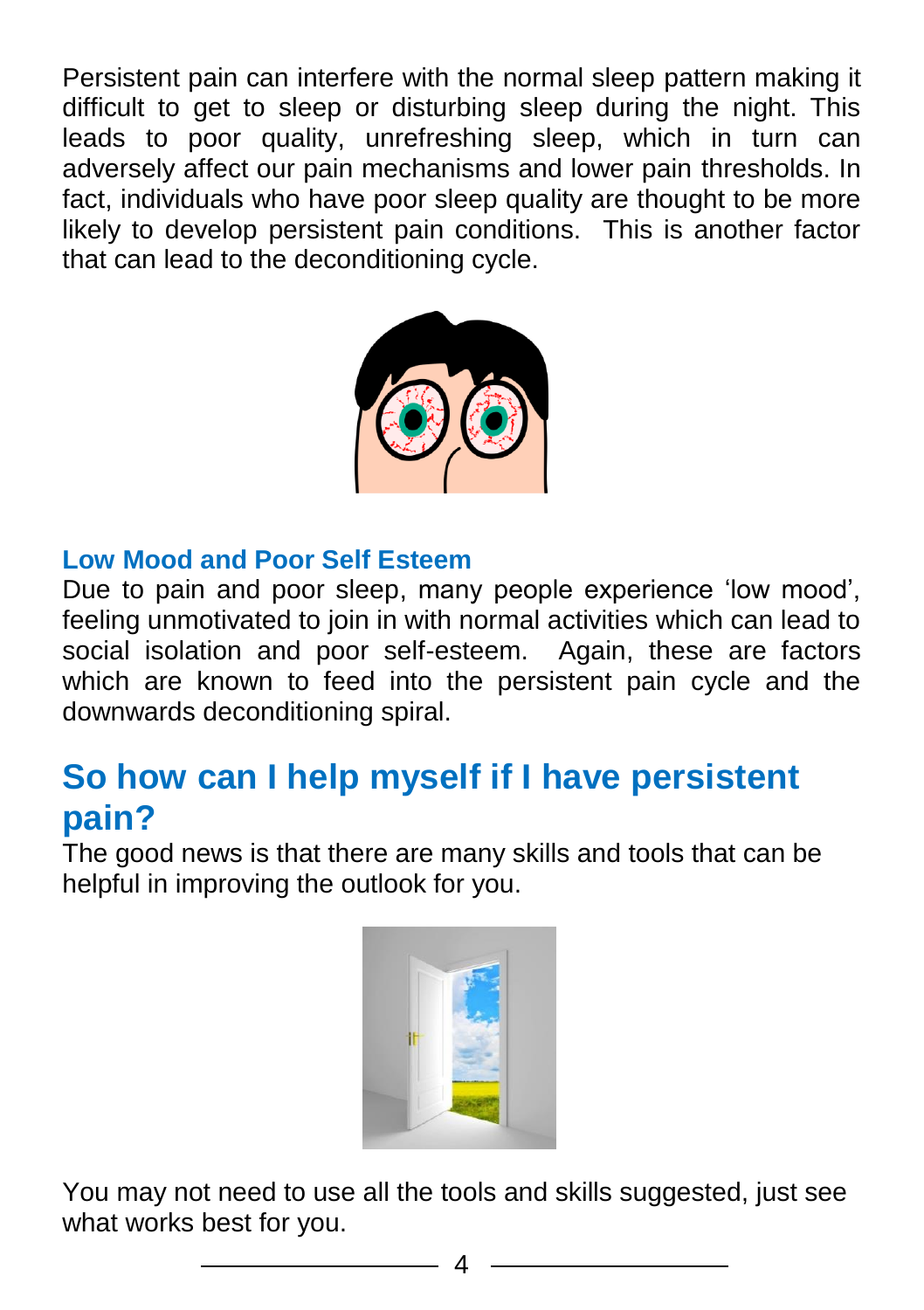Persistent pain can interfere with the normal sleep pattern making it difficult to get to sleep or disturbing sleep during the night. This leads to poor quality, unrefreshing sleep, which in turn can adversely affect our pain mechanisms and lower pain thresholds. In fact, individuals who have poor sleep quality are thought to be more likely to develop persistent pain conditions. This is another factor that can lead to the deconditioning cycle.

### Low Mood and Poor Self Esteem

Due to pain and poor sleep, many people experience 'low mood', feeling unmotivated to join in with normal activities which can lead to social isolation and poor self-esteem. Again, these are factors which are known to feed into the persistent pain cycle and the downwards deconditioning spiral.

## So how can I help myself if I have persistent pain?

The good news is that there are many skills and tools that can be helpful in improving the outlook for you.

You may not need to use all the tools and skills suggested, just see what works best for you.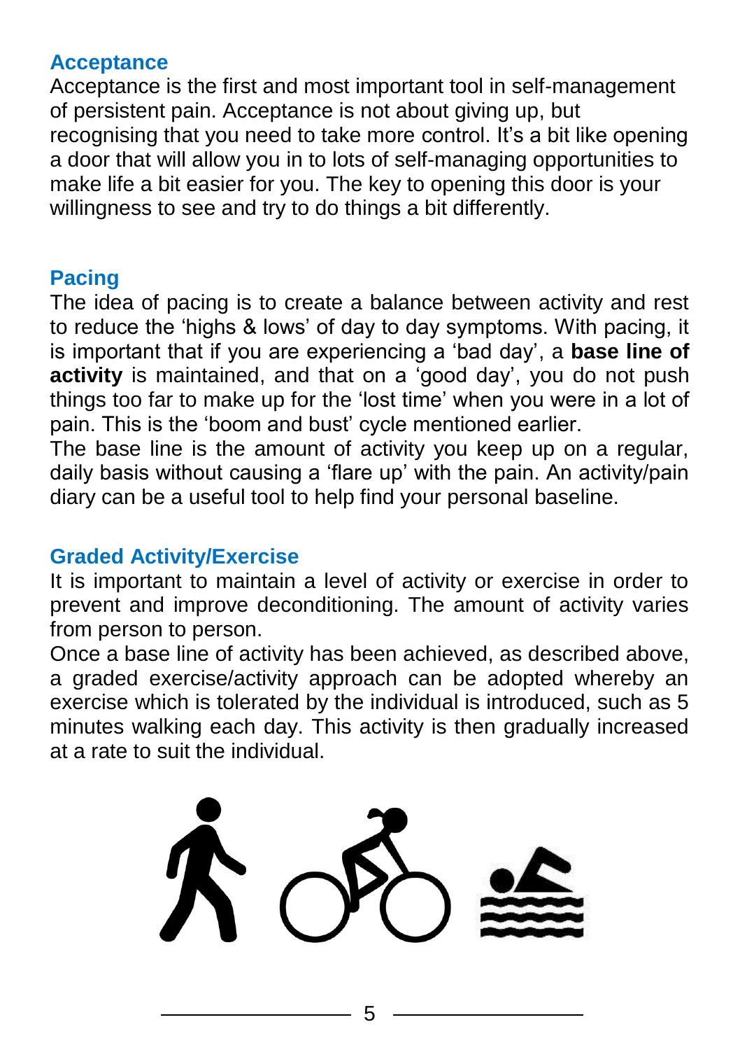## Acceptance

Acceptance is the first and most important tool in self-management of persistent pain. Acceptance is not about giving up, but recognising that you need to take more control. It's a bit like opening a door that will allow you in to lots of self-managing opportunities to make life a bit easier for you. The key to opening this door is your willingness to see and try to do things a bit differently.

## Pacing

The idea of pacing is to create a balance between activity and rest to reduce the 'highs & lows' of day to day symptoms. With pacing, it is important that if you are experiencing a 'bad day', a **base line of activity** is maintained, and that on a 'good day', you do not push things too far to make up for the 'lost time' when you were in a lot of pain. This is the 'boom and bust' cycle mentioned earlier.

The base line is the amount of activity you keep up on a regular, daily basis without causing a 'flare up' with the pain. An activity/pain diary can be a useful tool to help find your personal baseline.

## Graded Activity/Exercise

It is important to maintain a level of activity or exercise in order to prevent and improve deconditioning. The amount of activity varies from person to person.

Once a base line of activity has been achieved, as described above, a graded exercise/activity approach can be adopted whereby an exercise which is tolerated by the individual is introduced, such as 5 minutes walking each day. This activity is then gradually increased at a rate to suit the individual.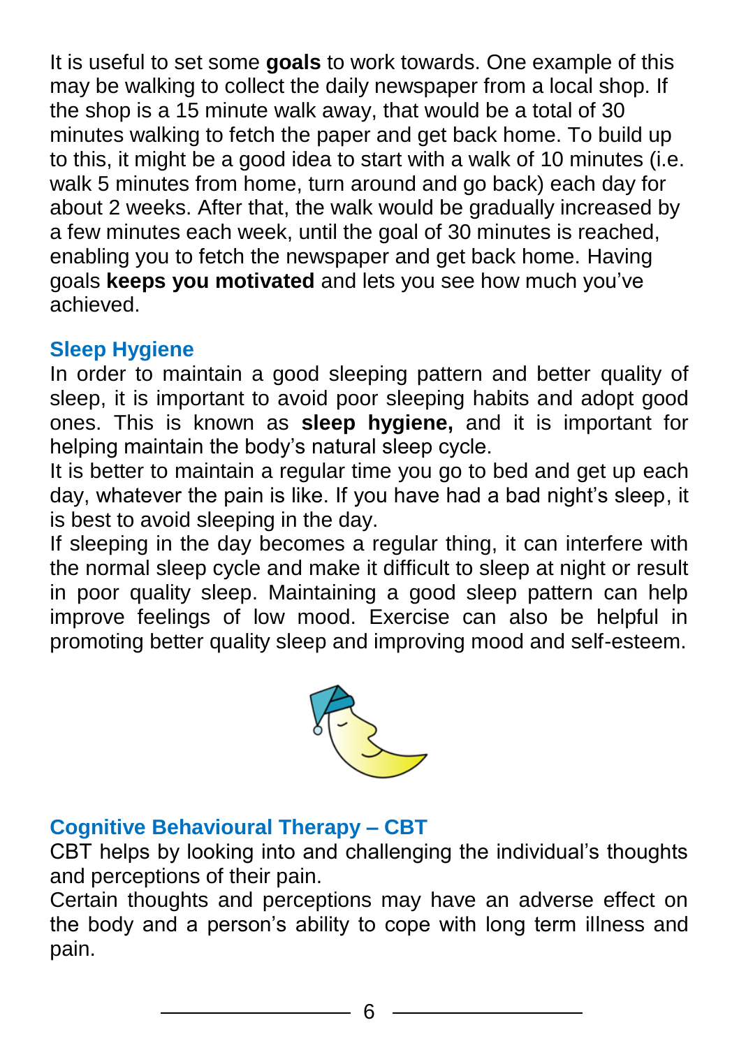It is useful to set some **goals** to work towards. One example of this may be walking to collect the daily newspaper from a local shop. If the shop is a 15 minute walk away, that would be a total of 30 minutes walking to fetch the paper and get back home. To build up to this, it might be a good idea to start with a walk of 10 minutes (i.e. walk 5 minutes from home, turn around and go back) each day for about 2 weeks. After that, the walk would be gradually increased by a few minutes each week, until the goal of 30 minutes is reached, enabling you to fetch the newspaper and get back home. Having goals **keeps you motivated** and lets you see how much you've achieved.

## Sleep Hygiene

In order to maintain a good sleeping pattern and better quality of sleep, it is important to avoid poor sleeping habits and adopt good ones. This is known as **sleep hygiene,** and it is important for helping maintain the body's natural sleep cycle.

It is better to maintain a regular time you go to bed and get up each day, whatever the pain is like. If you have had a bad night's sleep, it is best to avoid sleeping in the day.

If sleeping in the day becomes a regular thing, it can interfere with the normal sleep cycle and make it difficult to sleep at night or result in poor quality sleep. Maintaining a good sleep pattern can help improve feelings of low mood. Exercise can also be helpful in promoting better quality sleep and improving mood and self-esteem.

## Cognitive Behavioural Therapy – CBT

CBT helps by looking into and challenging the individual's thoughts and perceptions of their pain.

Certain thoughts and perceptions may have an adverse effect on the body and a person's ability to cope with long term illness and pain.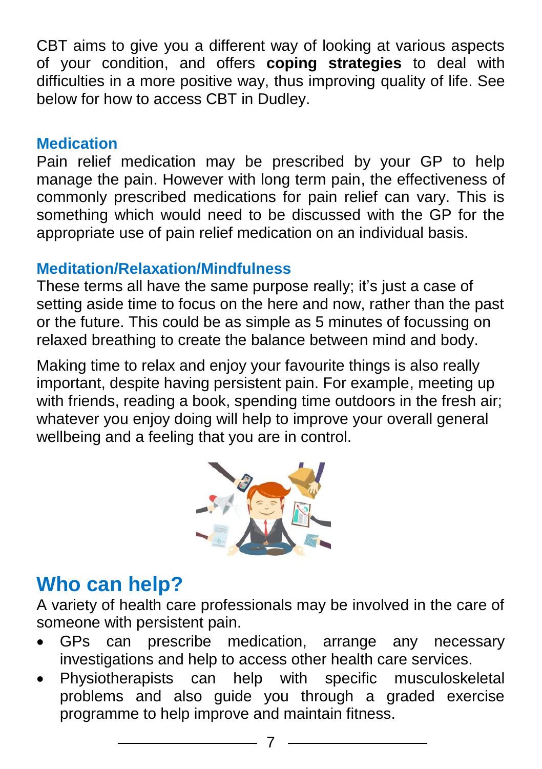CBT aims to give you a different way of looking at various aspects of your condition, and offers **coping strategies** to deal with difficulties in a more positive way, thus improving quality of life. See below for how to access CBT in Dudley.

### Medication

Pain relief medication may be prescribed by your GP to help manage the pain. However with long term pain, the effectiveness of commonly prescribed medications for pain relief can vary. This is something which would need to be discussed with the GP for the appropriate use of pain relief medication on an individual basis.

### Meditation/Relaxation/Mindfulness

These terms all have the same purpose really; it's just a case of setting aside time to focus on the here and now, rather than the past or the future. This could be as simple as 5 minutes of focussing on relaxed breathing to create the balance between mind and body.

Making time to relax and enjoy your favourite things is also really important, despite having persistent pain. For example, meeting up with friends, reading a book, spending time outdoors in the fresh air; whatever you enjoy doing will help to improve your overall general wellbeing and a feeling that you are in control.

## Who can help?

A variety of health care professionals may be involved in the care of someone with persistent pain.

- GPs can prescribe medication, arrange any necessary investigations and help to access other health care services.
- Physiotherapists can help with specific musculoskeletal problems and also guide you through a graded exercise programme to help improve and maintain fitness.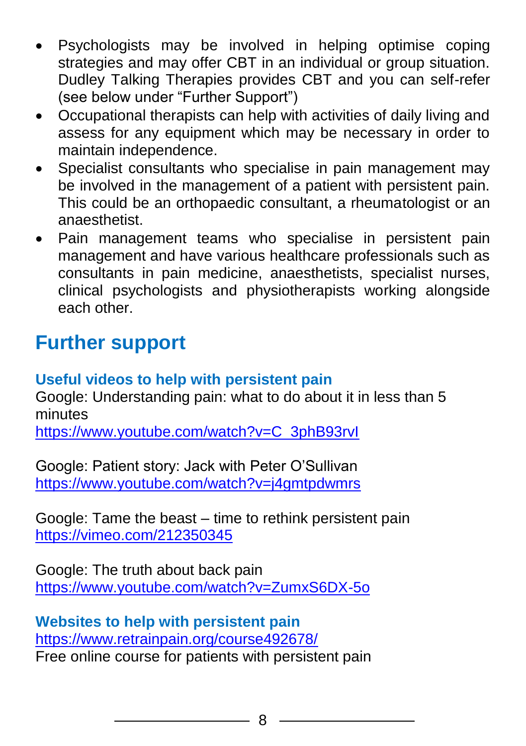- Psychologists may be involved in helping optimise coping strategies and may offer CBT in an individual or group situation. Dudley Talking Therapies provides CBT and you can self-refer (see below under “Further Support”)
- Occupational therapists can help with activities of daily living and assess for any equipment which may be necessary in order to maintain independence.
- Specialist consultants who specialise in pain management may be involved in the management of a patient with persistent pain. This could be an orthopaedic consultant, a rheumatologist or an anaesthetist.
- Pain management teams who specialise in persistent pain management and have various healthcare professionals such as consultants in pain medicine, anaesthetists, specialist nurses, clinical psychologists and physiotherapists working alongside each other.

## Further support

### Useful videos to help with persistent pain

Google: Understanding pain: what to do about it in less than 5 minutes
https://www.youtube.com/watch?v=C_3phB93rvI

Google: Patient story: Jack with Peter O’Sullivan
https://www.youtube.com/watch?v=j4gmtpdwmrs

Google: Tame the beast – time to rethink persistent pain
https://vimeo.com/212350345

Google: The truth about back pain
https://www.youtube.com/watch?v=ZumxS6DX-5o

### Websites to help with persistent pain

https://www.retrainpain.org/course492678/
Free online course for patients with persistent pain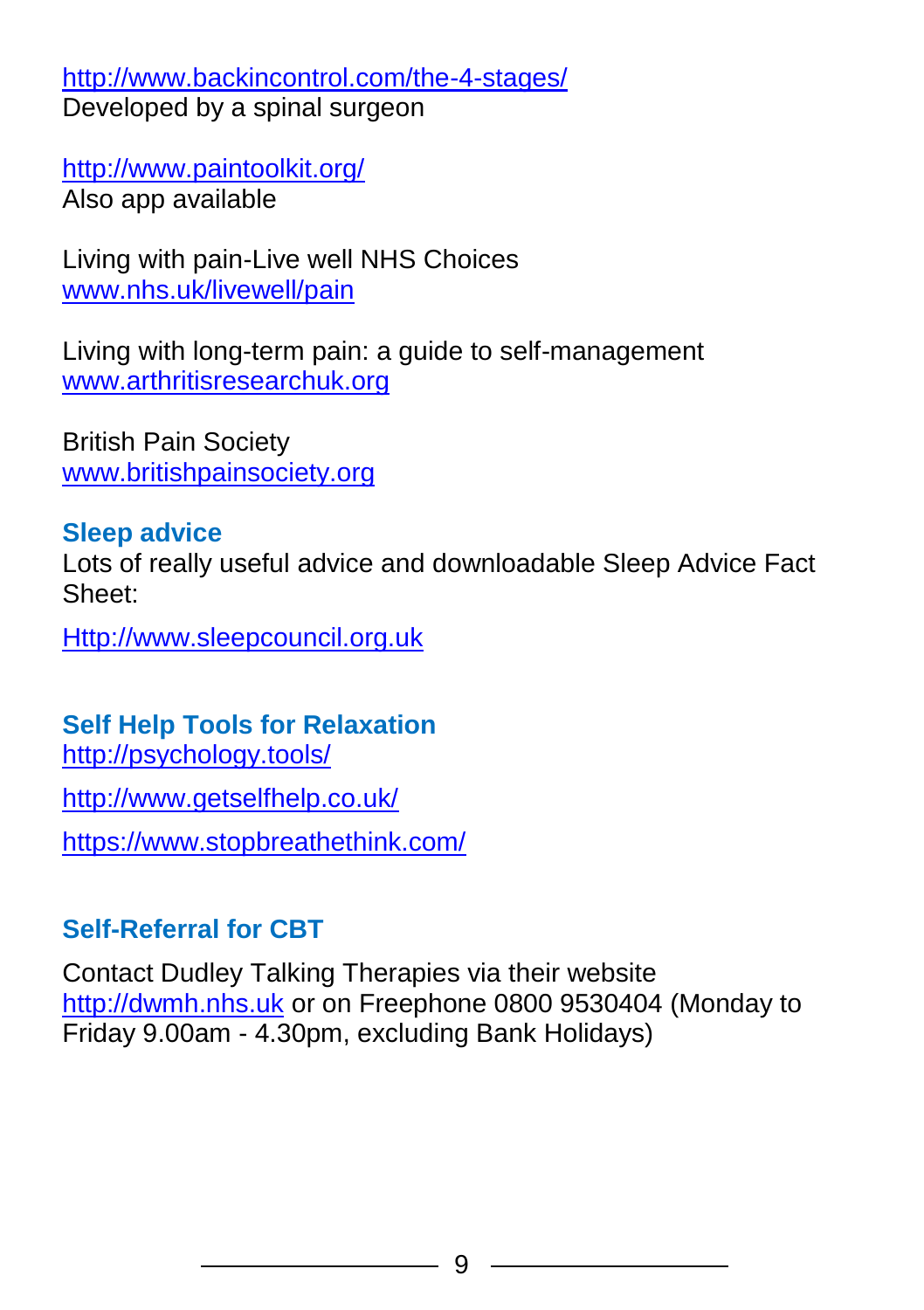http://www.backincontrol.com/the-4-stages/
Developed by a spinal surgeon

http://www.paintoolkit.org/
Also app available

Living with pain-Live well NHS Choices
www.nhs.uk/livewell/pain

Living with long-term pain: a guide to self-management
www.arthritisresearchuk.org

British Pain Society
www.britishpainsociety.org

### Sleep advice

Lots of really useful advice and downloadable Sleep Advice Fact Sheet:

Http://www.sleepcouncil.org.uk

### Self Help Tools for Relaxation

http://psychology.tools/

http://www.getselfhelp.co.uk/

https://www.stopbreathethink.com/

### Self-Referral for CBT

Contact Dudley Talking Therapies via their website http://dwmh.nhs.uk or on Freephone 0800 9530404 (Monday to Friday 9.00am - 4.30pm, excluding Bank Holidays)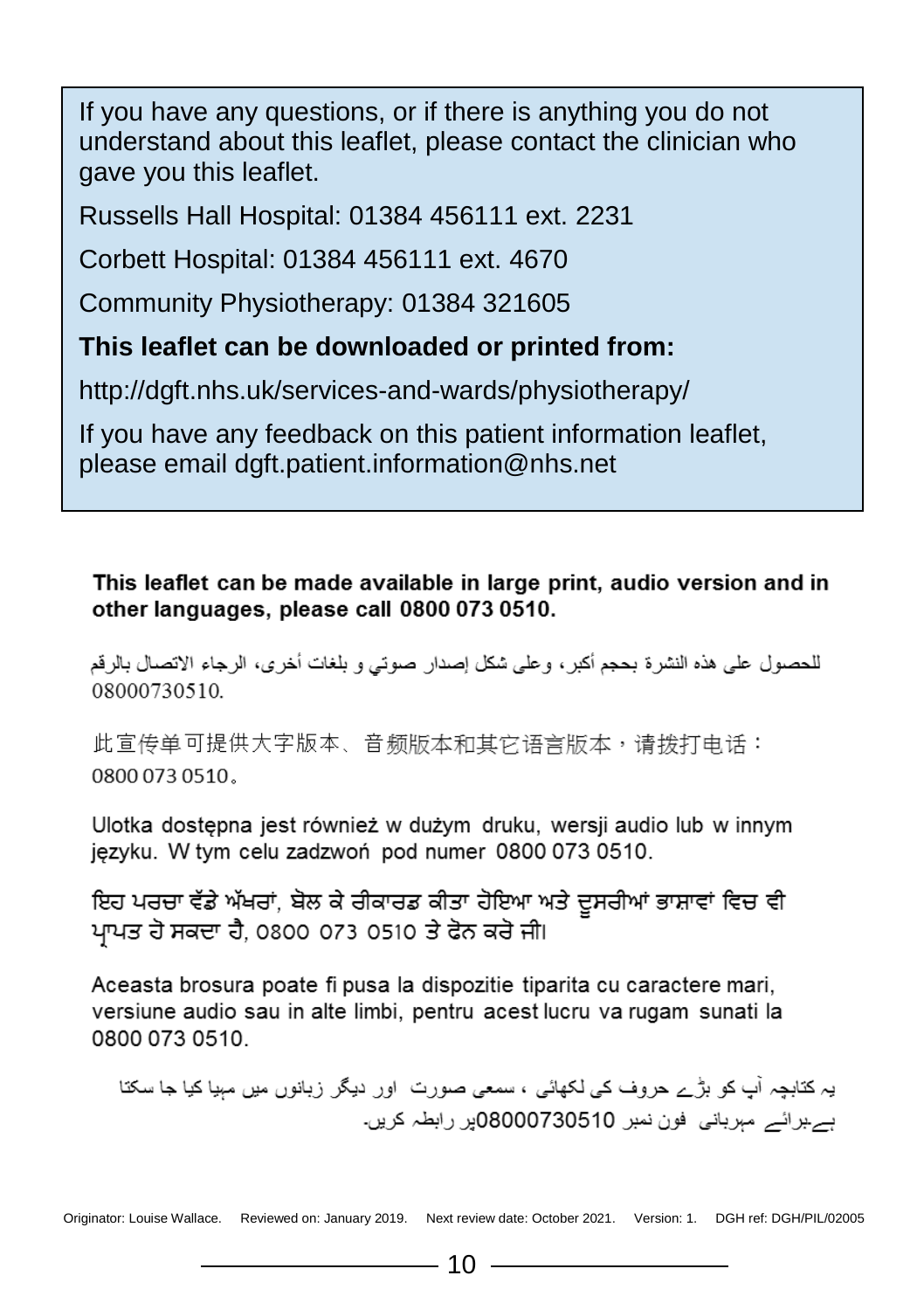If you have any questions, or if there is anything you do not understand about this leaflet, please contact the clinician who gave you this leaflet.

Russells Hall Hospital: 01384 456111 ext. 2231

Corbett Hospital: 01384 456111 ext. 4670

Community Physiotherapy: 01384 321605

**This leaflet can be downloaded or printed from:**

http://dgft.nhs.uk/services-and-wards/physiotherapy/

If you have any feedback on this patient information leaflet, please email dgft.patient.information@nhs.net

**This leaflet can be made available in large print, audio version and in other languages, please call 0800 073 0510.**

للحصول على هذه النشرة بحجم أكبر، وعلى شكل إصدار صوتي و بلغات أخرى، الرجاء الاتصال بالرقم 08000730510.

此宣传单可提供大字版本、音频版本和其它语言版本，请拨打电话：0800 073 0510。

Ulotka dostępna jest również w dużym druku, wersji audio lub w innym języku. W tym celu zadzwoń pod numer 0800 073 0510.

ਇਹ ਪਰਚਾ ਵੱਡੇ ਅੱਖਰਾਂ, ਬੋਲ ਕੇ ਰੀਕਾਰਡ ਕੀਤਾ ਹੋਇਆ ਅਤੇ ਦੂਸਰੀਆਂ ਭਾਸ਼ਾਵਾਂ ਵਿਚ ਵੀ ਪ੍ਰਾਪਤ ਹੋ ਸਕਦਾ ਹੈ, 0800 073 0510 ਤੇ ਫੋਨ ਕਰੋ ਜੀ।

Aceasta brosura poate fi pusa la dispozitie tiparita cu caractere mari, versiune audio sau in alte limbi, pentru acest lucru va rugam sunati la 0800 073 0510.

یہ کتابچہ آپ کو بڑے حروف کی لکھائی ، سمعی صورت اور دیگر زبانوں میں مہیا کیا جا سکتا ہے۔برائے مہربانی فون نمبر 08000730510پر رابطہ کریں۔

Originator: Louise Wallace. Reviewed on: January 2019. Next review date: October 2021. Version: 1. DGH ref: DGH/PIL/02005